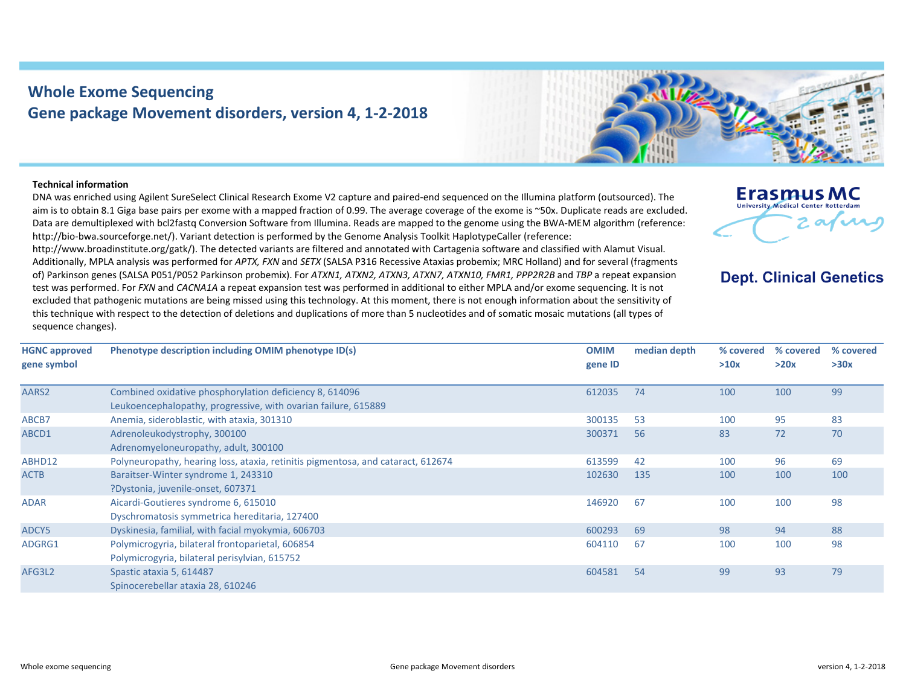# Whole Exome Sequencing
## Gene package Movement disorders, version 4, 1-2-2018

Erasmus MC
University Medical Center Rotterdam

**Dept. Clinical Genetics**

**Technical information**

DNA was enriched using Agilent SureSelect Clinical Research Exome V2 capture and paired-end sequenced on the Illumina platform (outsourced). The aim is to obtain 8.1 Giga base pairs per exome with a mapped fraction of 0.99. The average coverage of the exome is ~50x. Duplicate reads are excluded. Data are demultiplexed with bcl2fastq Conversion Software from Illumina. Reads are mapped to the genome using the BWA-MEM algorithm (reference: http://bio-bwa.sourceforge.net/). Variant detection is performed by the Genome Analysis Toolkit HaplotypeCaller (reference: http://www.broadinstitute.org/gatk/). The detected variants are filtered and annotated with Cartagenia software and classified with Alamut Visual. Additionally, MPLA analysis was performed for *APTX, FXN* and *SETX* (SALSA P316 Recessive Ataxias probemix; MRC Holland) and for several (fragments of) Parkinson genes (SALSA P051/P052 Parkinson probemix). For *ATXN1, ATXN2, ATXN3, ATXN7, ATXN10, FMR1, PPP2R2B* and *TBP* a repeat expansion test was performed. For *FXN* and *CACNA1A* a repeat expansion test was performed in additional to either MPLA and/or exome sequencing. It is not excluded that pathogenic mutations are being missed using this technology. At this moment, there is not enough information about the sensitivity of this technique with respect to the detection of deletions and duplications of more than 5 nucleotides and of somatic mosaic mutations (all types of sequence changes).

| HGNC approved gene symbol | Phenotype description including OMIM phenotype ID(s) | OMIM gene ID | median depth | % covered >10x | % covered >20x | % covered >30x |
|---|---|---|---|---|---|---|
| AARS2 | Combined oxidative phosphorylation deficiency 8, 614096<br>Leukoencephalopathy, progressive, with ovarian failure, 615889 | 612035 | 74 | 100 | 100 | 99 |
| ABCB7 | Anemia, sideroblastic, with ataxia, 301310 | 300135 | 53 | 100 | 95 | 83 |
| ABCD1 | Adrenoleukodystrophy, 300100<br>Adrenomyeloneuropathy, adult, 300100 | 300371 | 56 | 83 | 72 | 70 |
| ABHD12 | Polyneuropathy, hearing loss, ataxia, retinitis pigmentosa, and cataract, 612674 | 613599 | 42 | 100 | 96 | 69 |
| ACTB | Baraitser-Winter syndrome 1, 243310<br>?Dystonia, juvenile-onset, 607371 | 102630 | 135 | 100 | 100 | 100 |
| ADAR | Aicardi-Goutieres syndrome 6, 615010<br>Dyschromatosis symmetrica hereditaria, 127400 | 146920 | 67 | 100 | 100 | 98 |
| ADCY5 | Dyskinesia, familial, with facial myokymia, 606703 | 600293 | 69 | 98 | 94 | 88 |
| ADGRG1 | Polymicrogyria, bilateral frontoparietal, 606854<br>Polymicrogyria, bilateral perisylvian, 615752 | 604110 | 67 | 100 | 100 | 98 |
| AFG3L2 | Spastic ataxia 5, 614487<br>Spinocerebellar ataxia 28, 610246 | 604581 | 54 | 99 | 93 | 79 |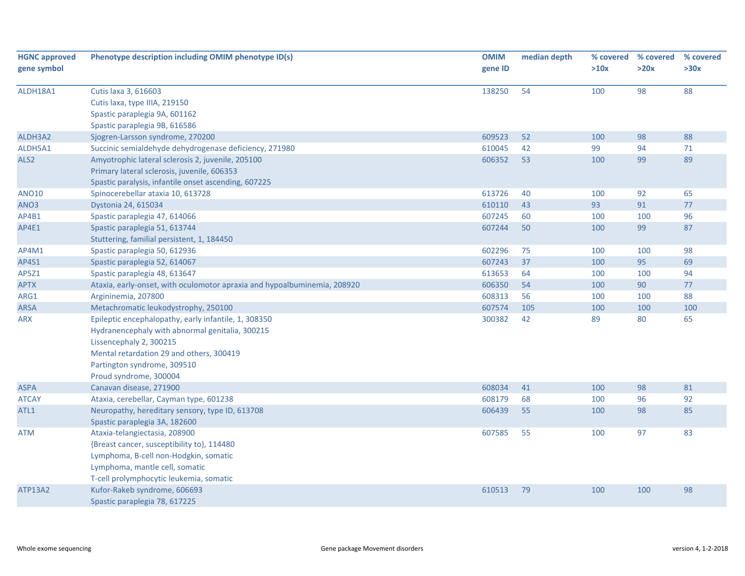| HGNC approved gene symbol | Phenotype description including OMIM phenotype ID(s) | OMIM gene ID | median depth | % covered >10x | % covered >20x | % covered >30x |
|---|---|---|---|---|---|---|
| ALDH18A1 | Cutis laxa 3, 616603<br>Cutis laxa, type IIIA, 219150<br>Spastic paraplegia 9A, 601162<br>Spastic paraplegia 9B, 616586 | 138250 | 54 | 100 | 98 | 88 |
| ALDH3A2 | Sjogren-Larsson syndrome, 270200 | 609523 | 52 | 100 | 98 | 88 |
| ALDH5A1 | Succinic semialdehyde dehydrogenase deficiency, 271980 | 610045 | 42 | 99 | 94 | 71 |
| ALS2 | Amyotrophic lateral sclerosis 2, juvenile, 205100<br>Primary lateral sclerosis, juvenile, 606353<br>Spastic paralysis, infantile onset ascending, 607225 | 606352 | 53 | 100 | 99 | 89 |
| ANO10 | Spinocerebellar ataxia 10, 613728 | 613726 | 40 | 100 | 92 | 65 |
| ANO3 | Dystonia 24, 615034 | 610110 | 43 | 93 | 91 | 77 |
| AP4B1 | Spastic paraplegia 47, 614066 | 607245 | 60 | 100 | 100 | 96 |
| AP4E1 | Spastic paraplegia 51, 613744<br>Stuttering, familial persistent, 1, 184450 | 607244 | 50 | 100 | 99 | 87 |
| AP4M1 | Spastic paraplegia 50, 612936 | 602296 | 75 | 100 | 100 | 98 |
| AP4S1 | Spastic paraplegia 52, 614067 | 607243 | 37 | 100 | 95 | 69 |
| AP5Z1 | Spastic paraplegia 48, 613647 | 613653 | 64 | 100 | 100 | 94 |
| APTX | Ataxia, early-onset, with oculomotor apraxia and hypoalbuminemia, 208920 | 606350 | 54 | 100 | 90 | 77 |
| ARG1 | Argininemia, 207800 | 608313 | 56 | 100 | 100 | 88 |
| ARSA | Metachromatic leukodystrophy, 250100 | 607574 | 105 | 100 | 100 | 100 |
| ARX | Epileptic encephalopathy, early infantile, 1, 308350<br>Hydranencephaly with abnormal genitalia, 300215<br>Lissencephaly 2, 300215<br>Mental retardation 29 and others, 300419<br>Partington syndrome, 309510<br>Proud syndrome, 300004 | 300382 | 42 | 89 | 80 | 65 |
| ASPA | Canavan disease, 271900 | 608034 | 41 | 100 | 98 | 81 |
| ATCAY | Ataxia, cerebellar, Cayman type, 601238 | 608179 | 68 | 100 | 96 | 92 |
| ATL1 | Neuropathy, hereditary sensory, type ID, 613708<br>Spastic paraplegia 3A, 182600 | 606439 | 55 | 100 | 98 | 85 |
| ATM | Ataxia-telangiectasia, 208900<br>{Breast cancer, susceptibility to}, 114480<br>Lymphoma, B-cell non-Hodgkin, somatic<br>Lymphoma, mantle cell, somatic<br>T-cell prolymphocytic leukemia, somatic | 607585 | 55 | 100 | 97 | 83 |
| ATP13A2 | Kufor-Rakeb syndrome, 606693<br>Spastic paraplegia 78, 617225 | 610513 | 79 | 100 | 100 | 98 |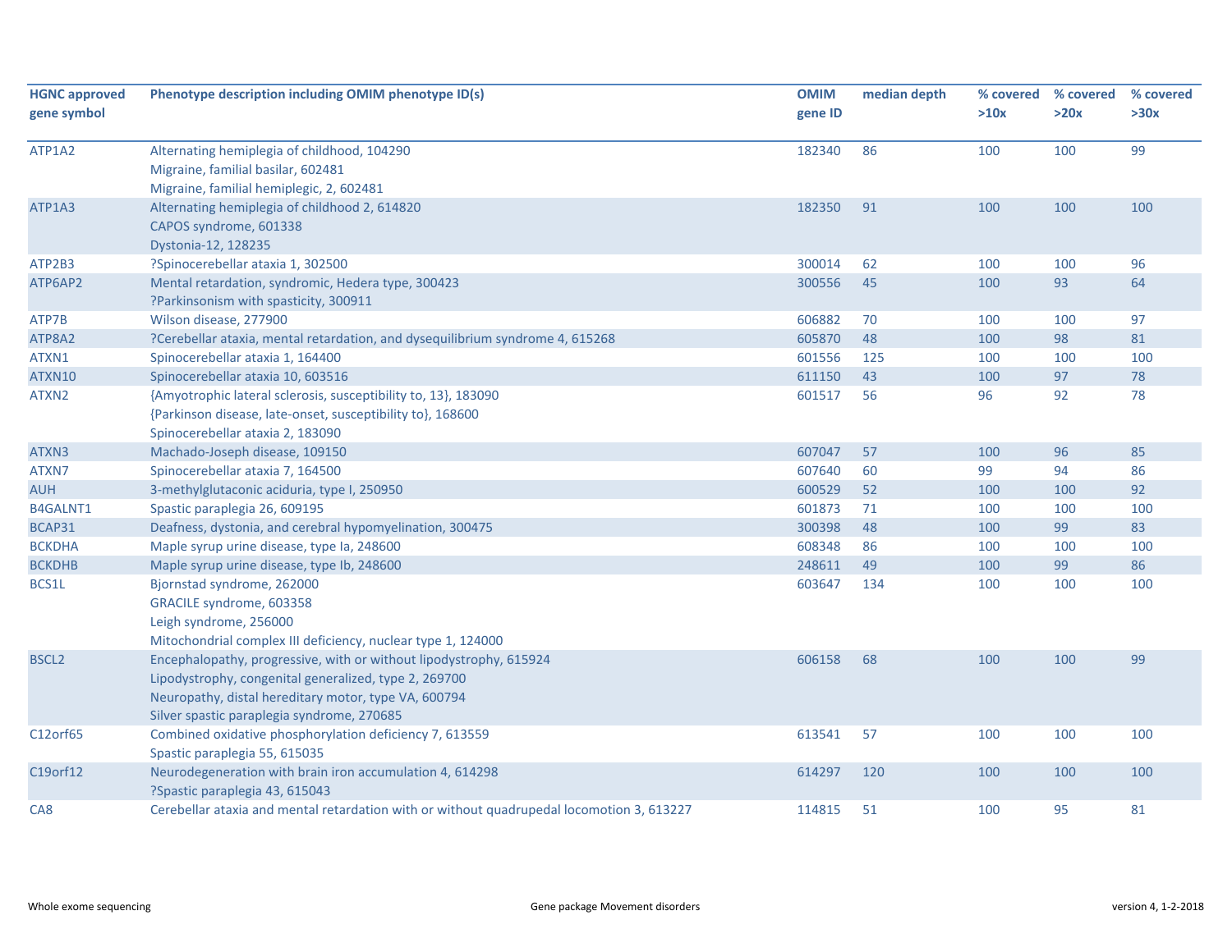| HGNC approved gene symbol | Phenotype description including OMIM phenotype ID(s) | OMIM gene ID | median depth | % covered >10x | % covered >20x | % covered >30x |
|---|---|---|---|---|---|---|
| ATP1A2 | Alternating hemiplegia of childhood, 104290<br>Migraine, familial basilar, 602481<br>Migraine, familial hemiplegic, 2, 602481 | 182340 | 86 | 100 | 100 | 99 |
| ATP1A3 | Alternating hemiplegia of childhood 2, 614820<br>CAPOS syndrome, 601338<br>Dystonia-12, 128235 | 182350 | 91 | 100 | 100 | 100 |
| ATP2B3 | ?Spinocerebellar ataxia 1, 302500 | 300014 | 62 | 100 | 100 | 96 |
| ATP6AP2 | Mental retardation, syndromic, Hedera type, 300423<br>?Parkinsonism with spasticity, 300911 | 300556 | 45 | 100 | 93 | 64 |
| ATP7B | Wilson disease, 277900 | 606882 | 70 | 100 | 100 | 97 |
| ATP8A2 | ?Cerebellar ataxia, mental retardation, and dysequilibrium syndrome 4, 615268 | 605870 | 48 | 100 | 98 | 81 |
| ATXN1 | Spinocerebellar ataxia 1, 164400 | 601556 | 125 | 100 | 100 | 100 |
| ATXN10 | Spinocerebellar ataxia 10, 603516 | 611150 | 43 | 100 | 97 | 78 |
| ATXN2 | {Amyotrophic lateral sclerosis, susceptibility to, 13}, 183090<br>{Parkinson disease, late-onset, susceptibility to}, 168600<br>Spinocerebellar ataxia 2, 183090 | 601517 | 56 | 96 | 92 | 78 |
| ATXN3 | Machado-Joseph disease, 109150 | 607047 | 57 | 100 | 96 | 85 |
| ATXN7 | Spinocerebellar ataxia 7, 164500 | 607640 | 60 | 99 | 94 | 86 |
| AUH | 3-methylglutaconic aciduria, type I, 250950 | 600529 | 52 | 100 | 100 | 92 |
| B4GALNT1 | Spastic paraplegia 26, 609195 | 601873 | 71 | 100 | 100 | 100 |
| BCAP31 | Deafness, dystonia, and cerebral hypomyelination, 300475 | 300398 | 48 | 100 | 99 | 83 |
| BCKDHA | Maple syrup urine disease, type Ia, 248600 | 608348 | 86 | 100 | 100 | 100 |
| BCKDHB | Maple syrup urine disease, type Ib, 248600 | 248611 | 49 | 100 | 99 | 86 |
| BCS1L | Bjornstad syndrome, 262000<br>GRACILE syndrome, 603358<br>Leigh syndrome, 256000<br>Mitochondrial complex III deficiency, nuclear type 1, 124000 | 603647 | 134 | 100 | 100 | 100 |
| BSCL2 | Encephalopathy, progressive, with or without lipodystrophy, 615924<br>Lipodystrophy, congenital generalized, type 2, 269700<br>Neuropathy, distal hereditary motor, type VA, 600794<br>Silver spastic paraplegia syndrome, 270685 | 606158 | 68 | 100 | 100 | 99 |
| C12orf65 | Combined oxidative phosphorylation deficiency 7, 613559<br>Spastic paraplegia 55, 615035 | 613541 | 57 | 100 | 100 | 100 |
| C19orf12 | Neurodegeneration with brain iron accumulation 4, 614298<br>?Spastic paraplegia 43, 615043 | 614297 | 120 | 100 | 100 | 100 |
| CA8 | Cerebellar ataxia and mental retardation with or without quadrupedal locomotion 3, 613227 | 114815 | 51 | 100 | 95 | 81 |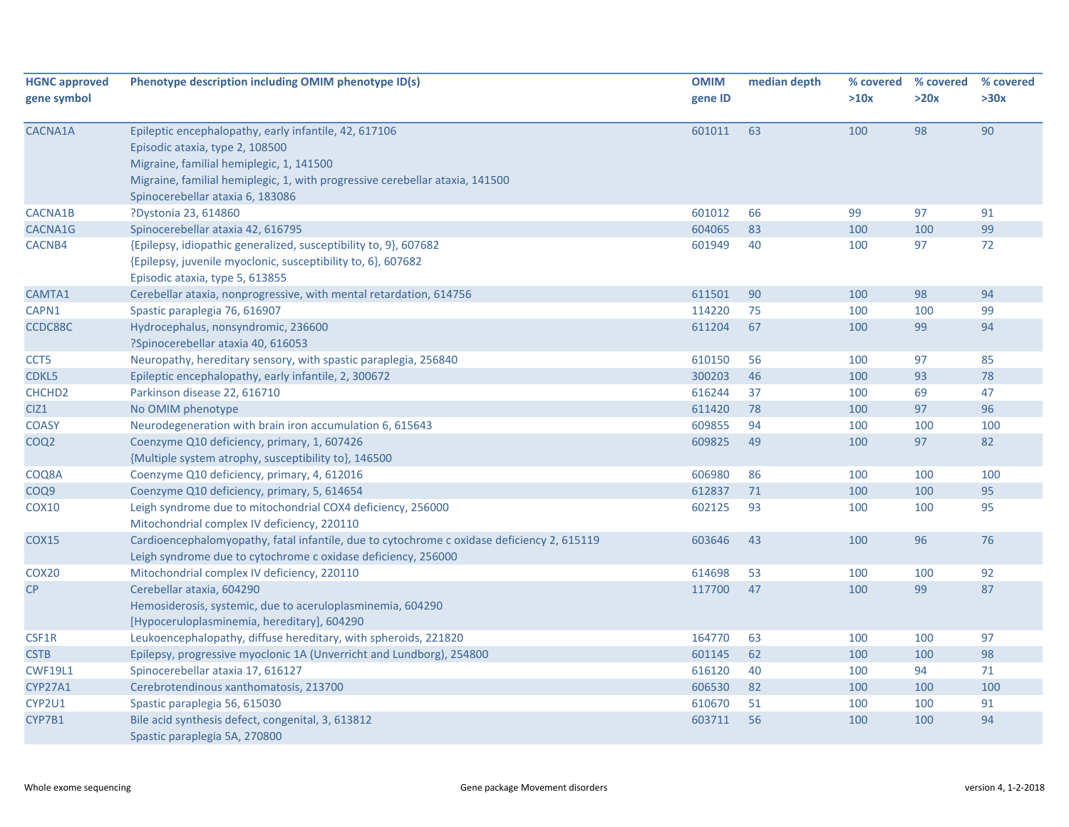| HGNC approved gene symbol | Phenotype description including OMIM phenotype ID(s) | OMIM gene ID | median depth | % covered >10x | % covered >20x | % covered >30x |
|---|---|---|---|---|---|---|
| CACNA1A | Epileptic encephalopathy, early infantile, 42, 617106<br>Episodic ataxia, type 2, 108500<br>Migraine, familial hemiplegic, 1, 141500<br>Migraine, familial hemiplegic, 1, with progressive cerebellar ataxia, 141500<br>Spinocerebellar ataxia 6, 183086 | 601011 | 63 | 100 | 98 | 90 |
| CACNA1B | ?Dystonia 23, 614860 | 601012 | 66 | 99 | 97 | 91 |
| CACNA1G | Spinocerebellar ataxia 42, 616795 | 604065 | 83 | 100 | 100 | 99 |
| CACNB4 | {Epilepsy, idiopathic generalized, susceptibility to, 9}, 607682<br>{Epilepsy, juvenile myoclonic, susceptibility to, 6}, 607682<br>Episodic ataxia, type 5, 613855 | 601949 | 40 | 100 | 97 | 72 |
| CAMTA1 | Cerebellar ataxia, nonprogressive, with mental retardation, 614756 | 611501 | 90 | 100 | 98 | 94 |
| CAPN1 | Spastic paraplegia 76, 616907 | 114220 | 75 | 100 | 100 | 99 |
| CCDC88C | Hydrocephalus, nonsyndromic, 236600<br>?Spinocerebellar ataxia 40, 616053 | 611204 | 67 | 100 | 99 | 94 |
| CCT5 | Neuropathy, hereditary sensory, with spastic paraplegia, 256840 | 610150 | 56 | 100 | 97 | 85 |
| CDKL5 | Epileptic encephalopathy, early infantile, 2, 300672 | 300203 | 46 | 100 | 93 | 78 |
| CHCHD2 | Parkinson disease 22, 616710 | 616244 | 37 | 100 | 69 | 47 |
| CIZ1 | No OMIM phenotype | 611420 | 78 | 100 | 97 | 96 |
| COASY | Neurodegeneration with brain iron accumulation 6, 615643 | 609855 | 94 | 100 | 100 | 100 |
| COQ2 | Coenzyme Q10 deficiency, primary, 1, 607426<br>{Multiple system atrophy, susceptibility to}, 146500 | 609825 | 49 | 100 | 97 | 82 |
| COQ8A | Coenzyme Q10 deficiency, primary, 4, 612016 | 606980 | 86 | 100 | 100 | 100 |
| COQ9 | Coenzyme Q10 deficiency, primary, 5, 614654 | 612837 | 71 | 100 | 100 | 95 |
| COX10 | Leigh syndrome due to mitochondrial COX4 deficiency, 256000<br>Mitochondrial complex IV deficiency, 220110 | 602125 | 93 | 100 | 100 | 95 |
| COX15 | Cardioencephalomyopathy, fatal infantile, due to cytochrome c oxidase deficiency 2, 615119<br>Leigh syndrome due to cytochrome c oxidase deficiency, 256000 | 603646 | 43 | 100 | 96 | 76 |
| COX20 | Mitochondrial complex IV deficiency, 220110 | 614698 | 53 | 100 | 100 | 92 |
| CP | Cerebellar ataxia, 604290<br>Hemosiderosis, systemic, due to aceruloplasminemia, 604290<br>[Hypoceruloplasminemia, hereditary], 604290 | 117700 | 47 | 100 | 99 | 87 |
| CSF1R | Leukoencephalopathy, diffuse hereditary, with spheroids, 221820 | 164770 | 63 | 100 | 100 | 97 |
| CSTB | Epilepsy, progressive myoclonic 1A (Unverricht and Lundborg), 254800 | 601145 | 62 | 100 | 100 | 98 |
| CWF19L1 | Spinocerebellar ataxia 17, 616127 | 616120 | 40 | 100 | 94 | 71 |
| CYP27A1 | Cerebrotendinous xanthomatosis, 213700 | 606530 | 82 | 100 | 100 | 100 |
| CYP2U1 | Spastic paraplegia 56, 615030 | 610670 | 51 | 100 | 100 | 91 |
| CYP7B1 | Bile acid synthesis defect, congenital, 3, 613812<br>Spastic paraplegia 5A, 270800 | 603711 | 56 | 100 | 100 | 94 |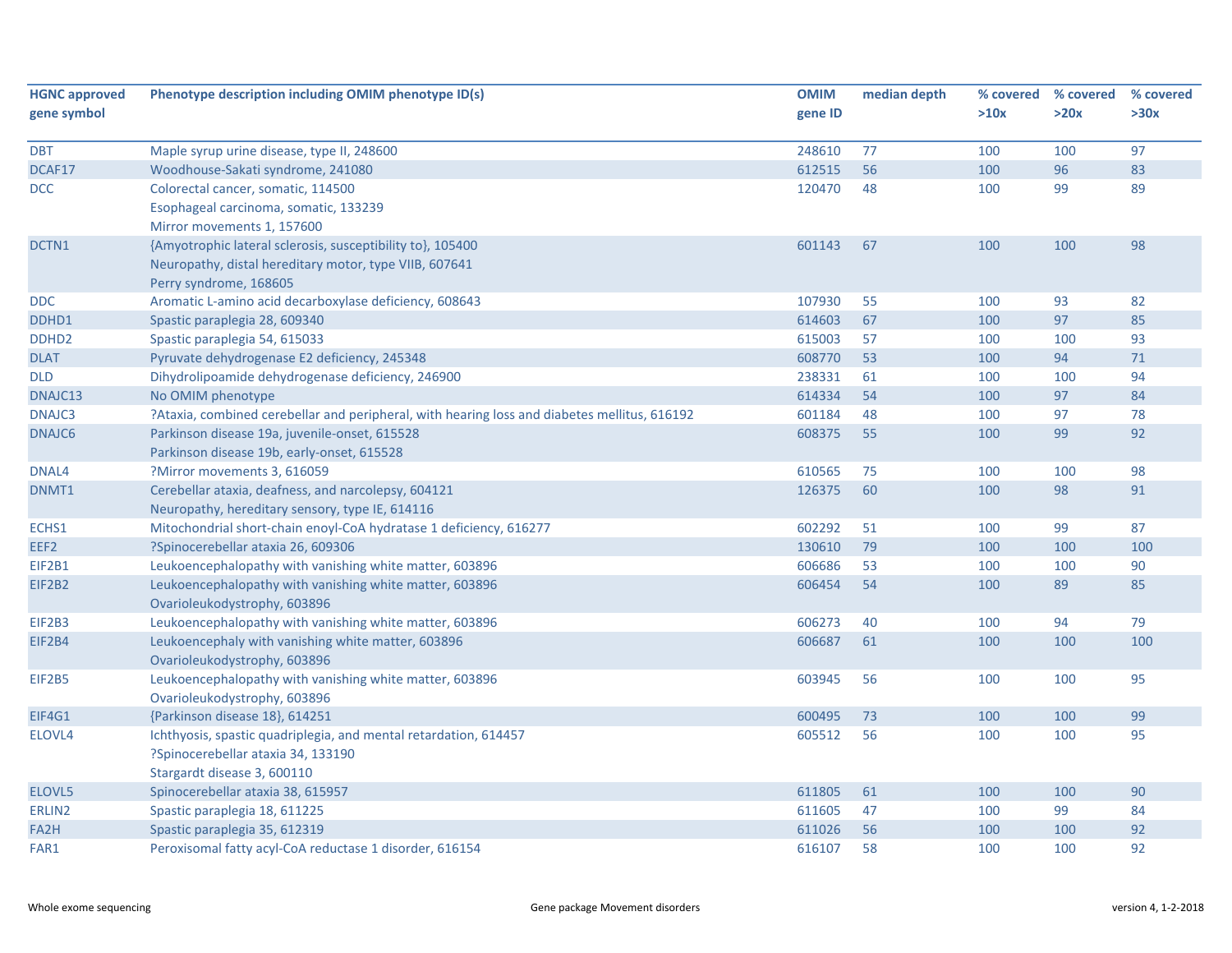| HGNC approved gene symbol | Phenotype description including OMIM phenotype ID(s) | OMIM gene ID | median depth | % covered >10x | % covered >20x | % covered >30x |
|---|---|---|---|---|---|---|
| DBT | Maple syrup urine disease, type II, 248600 | 248610 | 77 | 100 | 100 | 97 |
| DCAF17 | Woodhouse-Sakati syndrome, 241080 | 612515 | 56 | 100 | 96 | 83 |
| DCC | Colorectal cancer, somatic, 114500<br>Esophageal carcinoma, somatic, 133239<br>Mirror movements 1, 157600 | 120470 | 48 | 100 | 99 | 89 |
| DCTN1 | {Amyotrophic lateral sclerosis, susceptibility to}, 105400<br>Neuropathy, distal hereditary motor, type VIIB, 607641<br>Perry syndrome, 168605 | 601143 | 67 | 100 | 100 | 98 |
| DDC | Aromatic L-amino acid decarboxylase deficiency, 608643 | 107930 | 55 | 100 | 93 | 82 |
| DDHD1 | Spastic paraplegia 28, 609340 | 614603 | 67 | 100 | 97 | 85 |
| DDHD2 | Spastic paraplegia 54, 615033 | 615003 | 57 | 100 | 100 | 93 |
| DLAT | Pyruvate dehydrogenase E2 deficiency, 245348 | 608770 | 53 | 100 | 94 | 71 |
| DLD | Dihydrolipoamide dehydrogenase deficiency, 246900 | 238331 | 61 | 100 | 100 | 94 |
| DNAJC13 | No OMIM phenotype | 614334 | 54 | 100 | 97 | 84 |
| DNAJC3 | ?Ataxia, combined cerebellar and peripheral, with hearing loss and diabetes mellitus, 616192 | 601184 | 48 | 100 | 97 | 78 |
| DNAJC6 | Parkinson disease 19a, juvenile-onset, 615528<br>Parkinson disease 19b, early-onset, 615528 | 608375 | 55 | 100 | 99 | 92 |
| DNAL4 | ?Mirror movements 3, 616059 | 610565 | 75 | 100 | 100 | 98 |
| DNMT1 | Cerebellar ataxia, deafness, and narcolepsy, 604121<br>Neuropathy, hereditary sensory, type IE, 614116 | 126375 | 60 | 100 | 98 | 91 |
| ECHS1 | Mitochondrial short-chain enoyl-CoA hydratase 1 deficiency, 616277 | 602292 | 51 | 100 | 99 | 87 |
| EEF2 | ?Spinocerebellar ataxia 26, 609306 | 130610 | 79 | 100 | 100 | 100 |
| EIF2B1 | Leukoencephalopathy with vanishing white matter, 603896 | 606686 | 53 | 100 | 100 | 90 |
| EIF2B2 | Leukoencephalopathy with vanishing white matter, 603896<br>Ovarioleukodystrophy, 603896 | 606454 | 54 | 100 | 89 | 85 |
| EIF2B3 | Leukoencephalopathy with vanishing white matter, 603896 | 606273 | 40 | 100 | 94 | 79 |
| EIF2B4 | Leukoencephaly with vanishing white matter, 603896<br>Ovarioleukodystrophy, 603896 | 606687 | 61 | 100 | 100 | 100 |
| EIF2B5 | Leukoencephalopathy with vanishing white matter, 603896<br>Ovarioleukodystrophy, 603896 | 603945 | 56 | 100 | 100 | 95 |
| EIF4G1 | {Parkinson disease 18}, 614251 | 600495 | 73 | 100 | 100 | 99 |
| ELOVL4 | Ichthyosis, spastic quadriplegia, and mental retardation, 614457<br>?Spinocerebellar ataxia 34, 133190<br>Stargardt disease 3, 600110 | 605512 | 56 | 100 | 100 | 95 |
| ELOVL5 | Spinocerebellar ataxia 38, 615957 | 611805 | 61 | 100 | 100 | 90 |
| ERLIN2 | Spastic paraplegia 18, 611225 | 611605 | 47 | 100 | 99 | 84 |
| FA2H | Spastic paraplegia 35, 612319 | 611026 | 56 | 100 | 100 | 92 |
| FAR1 | Peroxisomal fatty acyl-CoA reductase 1 disorder, 616154 | 616107 | 58 | 100 | 100 | 92 |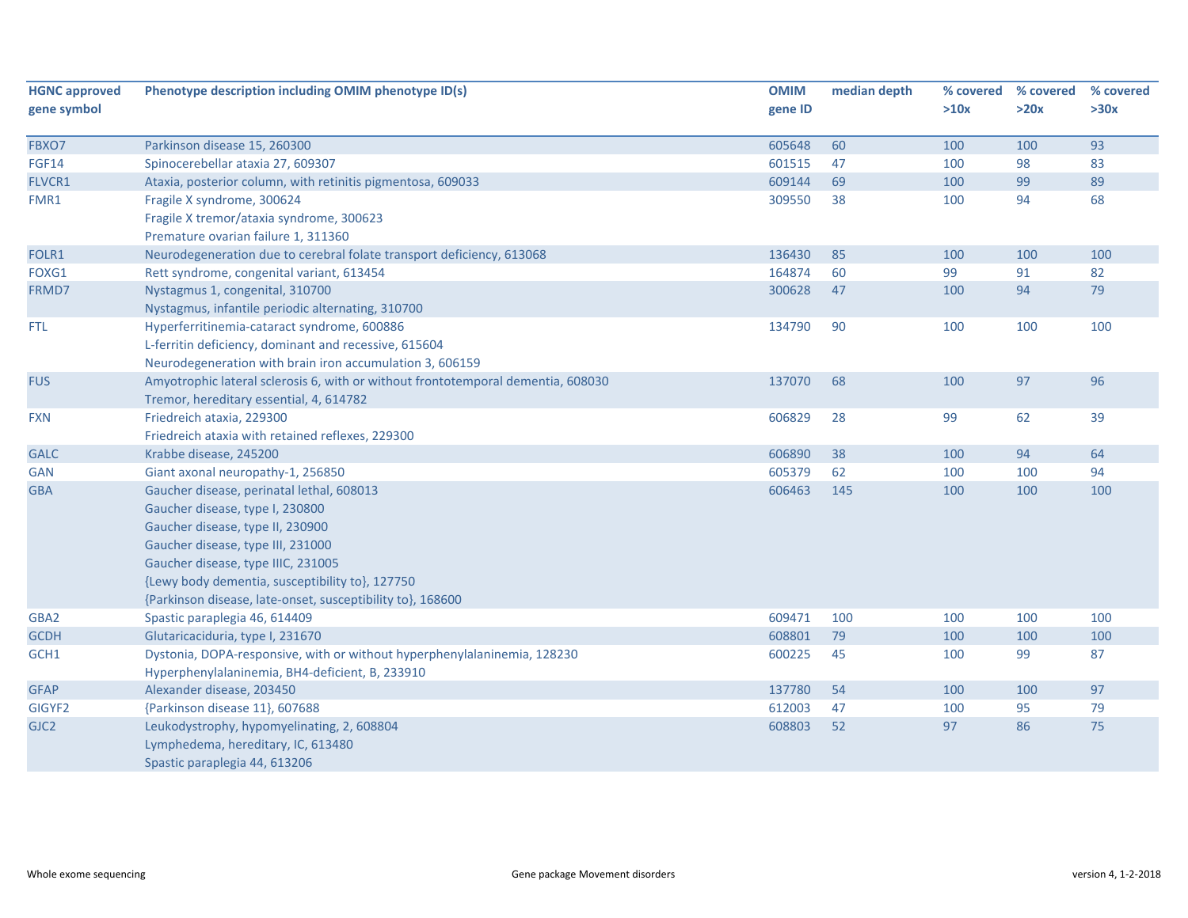| HGNC approved gene symbol | Phenotype description including OMIM phenotype ID(s) | OMIM gene ID | median depth | % covered >10x | % covered >20x | % covered >30x |
|---|---|---|---|---|---|---|
| FBXO7 | Parkinson disease 15, 260300 | 605648 | 60 | 100 | 100 | 93 |
| FGF14 | Spinocerebellar ataxia 27, 609307 | 601515 | 47 | 100 | 98 | 83 |
| FLVCR1 | Ataxia, posterior column, with retinitis pigmentosa, 609033 | 609144 | 69 | 100 | 99 | 89 |
| FMR1 | Fragile X syndrome, 300624<br>Fragile X tremor/ataxia syndrome, 300623<br>Premature ovarian failure 1, 311360 | 309550 | 38 | 100 | 94 | 68 |
| FOLR1 | Neurodegeneration due to cerebral folate transport deficiency, 613068 | 136430 | 85 | 100 | 100 | 100 |
| FOXG1 | Rett syndrome, congenital variant, 613454 | 164874 | 60 | 99 | 91 | 82 |
| FRMD7 | Nystagmus 1, congenital, 310700<br>Nystagmus, infantile periodic alternating, 310700 | 300628 | 47 | 100 | 94 | 79 |
| FTL | Hyperferritinemia-cataract syndrome, 600886<br>L-ferritin deficiency, dominant and recessive, 615604<br>Neurodegeneration with brain iron accumulation 3, 606159 | 134790 | 90 | 100 | 100 | 100 |
| FUS | Amyotrophic lateral sclerosis 6, with or without frontotemporal dementia, 608030<br>Tremor, hereditary essential, 4, 614782 | 137070 | 68 | 100 | 97 | 96 |
| FXN | Friedreich ataxia, 229300<br>Friedreich ataxia with retained reflexes, 229300 | 606829 | 28 | 99 | 62 | 39 |
| GALC | Krabbe disease, 245200 | 606890 | 38 | 100 | 94 | 64 |
| GAN | Giant axonal neuropathy-1, 256850 | 605379 | 62 | 100 | 100 | 94 |
| GBA | Gaucher disease, perinatal lethal, 608013<br>Gaucher disease, type I, 230800<br>Gaucher disease, type II, 230900<br>Gaucher disease, type III, 231000<br>Gaucher disease, type IIIC, 231005<br>{Lewy body dementia, susceptibility to}, 127750<br>{Parkinson disease, late-onset, susceptibility to}, 168600 | 606463 | 145 | 100 | 100 | 100 |
| GBA2 | Spastic paraplegia 46, 614409 | 609471 | 100 | 100 | 100 | 100 |
| GCDH | Glutaricaciduria, type I, 231670 | 608801 | 79 | 100 | 100 | 100 |
| GCH1 | Dystonia, DOPA-responsive, with or without hyperphenylalaninemia, 128230<br>Hyperphenylalaninemia, BH4-deficient, B, 233910 | 600225 | 45 | 100 | 99 | 87 |
| GFAP | Alexander disease, 203450 | 137780 | 54 | 100 | 100 | 97 |
| GIGYF2 | {Parkinson disease 11}, 607688 | 612003 | 47 | 100 | 95 | 79 |
| GJC2 | Leukodystrophy, hypomyelinating, 2, 608804<br>Lymphedema, hereditary, IC, 613480<br>Spastic paraplegia 44, 613206 | 608803 | 52 | 97 | 86 | 75 |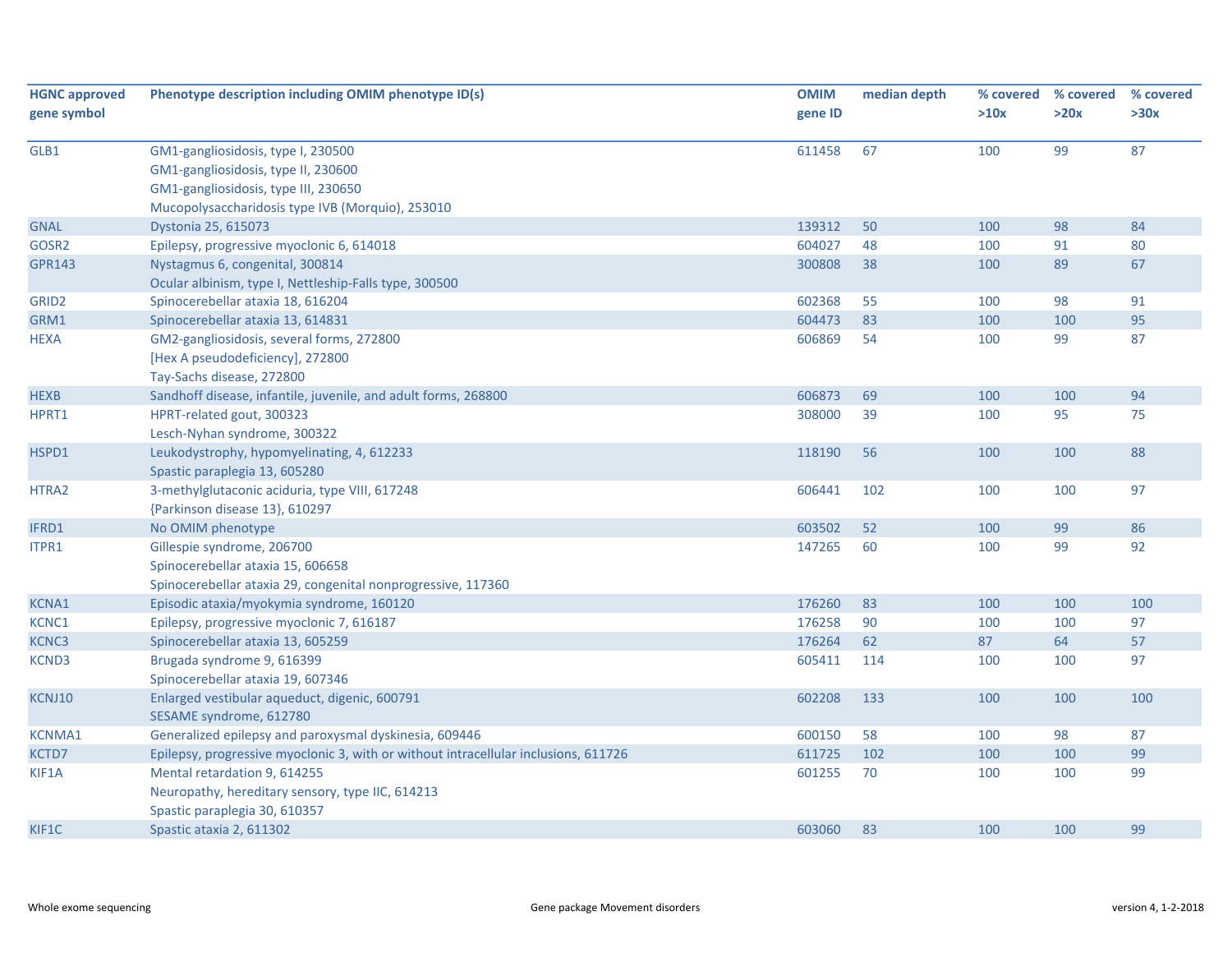| HGNC approved gene symbol | Phenotype description including OMIM phenotype ID(s) | OMIM gene ID | median depth | % covered >10x | % covered >20x | % covered >30x |
|---|---|---|---|---|---|---|
| GLB1 | GM1-gangliosidosis, type I, 230500<br>GM1-gangliosidosis, type II, 230600<br>GM1-gangliosidosis, type III, 230650<br>Mucopolysaccharidosis type IVB (Morquio), 253010 | 611458 | 67 | 100 | 99 | 87 |
| GNAL | Dystonia 25, 615073 | 139312 | 50 | 100 | 98 | 84 |
| GOSR2 | Epilepsy, progressive myoclonic 6, 614018 | 604027 | 48 | 100 | 91 | 80 |
| GPR143 | Nystagmus 6, congenital, 300814<br>Ocular albinism, type I, Nettleship-Falls type, 300500 | 300808 | 38 | 100 | 89 | 67 |
| GRID2 | Spinocerebellar ataxia 18, 616204 | 602368 | 55 | 100 | 98 | 91 |
| GRM1 | Spinocerebellar ataxia 13, 614831 | 604473 | 83 | 100 | 100 | 95 |
| HEXA | GM2-gangliosidosis, several forms, 272800<br>[Hex A pseudodeficiency], 272800<br>Tay-Sachs disease, 272800 | 606869 | 54 | 100 | 99 | 87 |
| HEXB | Sandhoff disease, infantile, juvenile, and adult forms, 268800 | 606873 | 69 | 100 | 100 | 94 |
| HPRT1 | HPRT-related gout, 300323<br>Lesch-Nyhan syndrome, 300322 | 308000 | 39 | 100 | 95 | 75 |
| HSPD1 | Leukodystrophy, hypomyelinating, 4, 612233<br>Spastic paraplegia 13, 605280 | 118190 | 56 | 100 | 100 | 88 |
| HTRA2 | 3-methylglutaconic aciduria, type VIII, 617248<br>{Parkinson disease 13}, 610297 | 606441 | 102 | 100 | 100 | 97 |
| IFRD1 | No OMIM phenotype | 603502 | 52 | 100 | 99 | 86 |
| ITPR1 | Gillespie syndrome, 206700<br>Spinocerebellar ataxia 15, 606658<br>Spinocerebellar ataxia 29, congenital nonprogressive, 117360 | 147265 | 60 | 100 | 99 | 92 |
| KCNA1 | Episodic ataxia/myokymia syndrome, 160120 | 176260 | 83 | 100 | 100 | 100 |
| KCNC1 | Epilepsy, progressive myoclonic 7, 616187 | 176258 | 90 | 100 | 100 | 97 |
| KCNC3 | Spinocerebellar ataxia 13, 605259 | 176264 | 62 | 87 | 64 | 57 |
| KCND3 | Brugada syndrome 9, 616399<br>Spinocerebellar ataxia 19, 607346 | 605411 | 114 | 100 | 100 | 97 |
| KCNJ10 | Enlarged vestibular aqueduct, digenic, 600791<br>SESAME syndrome, 612780 | 602208 | 133 | 100 | 100 | 100 |
| KCNMA1 | Generalized epilepsy and paroxysmal dyskinesia, 609446 | 600150 | 58 | 100 | 98 | 87 |
| KCTD7 | Epilepsy, progressive myoclonic 3, with or without intracellular inclusions, 611726 | 611725 | 102 | 100 | 100 | 99 |
| KIF1A | Mental retardation 9, 614255<br>Neuropathy, hereditary sensory, type IIC, 614213<br>Spastic paraplegia 30, 610357 | 601255 | 70 | 100 | 100 | 99 |
| KIF1C | Spastic ataxia 2, 611302 | 603060 | 83 | 100 | 100 | 99 |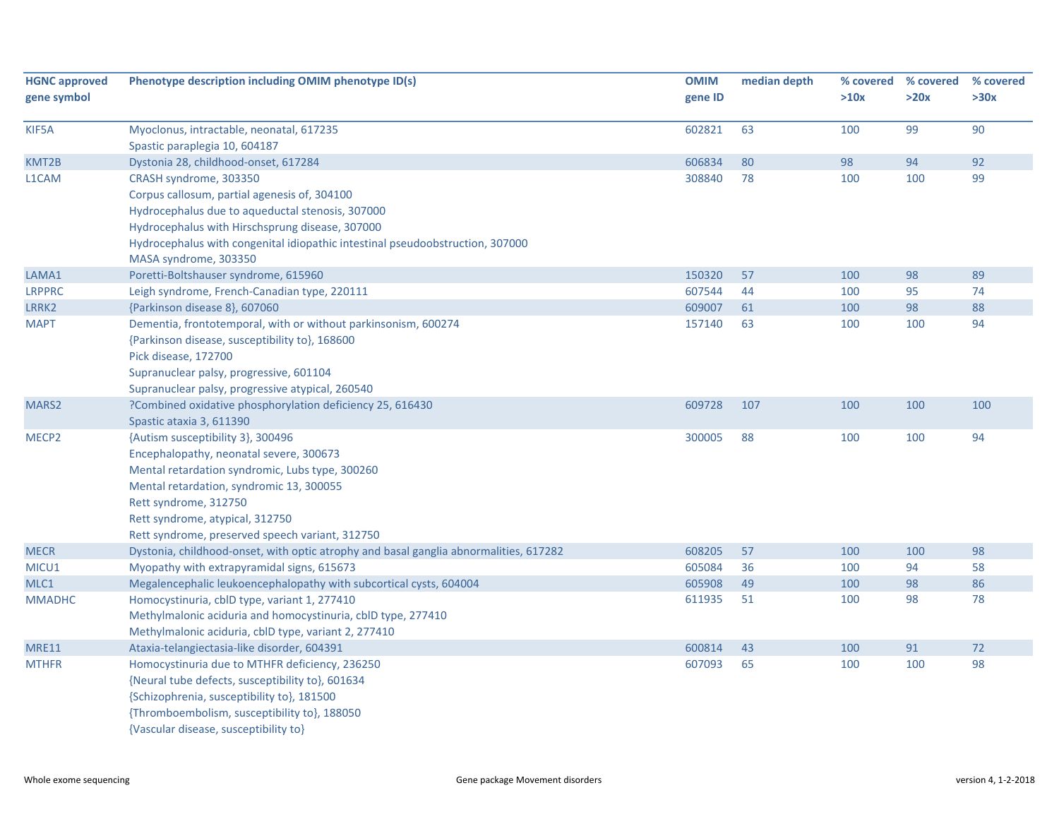| HGNC approved gene symbol | Phenotype description including OMIM phenotype ID(s) | OMIM gene ID | median depth | % covered >10x | % covered >20x | % covered >30x |
|---|---|---|---|---|---|---|
| KIF5A | Myoclonus, intractable, neonatal, 617235<br>Spastic paraplegia 10, 604187 | 602821 | 63 | 100 | 99 | 90 |
| KMT2B | Dystonia 28, childhood-onset, 617284 | 606834 | 80 | 98 | 94 | 92 |
| L1CAM | CRASH syndrome, 303350<br>Corpus callosum, partial agenesis of, 304100<br>Hydrocephalus due to aqueductal stenosis, 307000<br>Hydrocephalus with Hirschsprung disease, 307000<br>Hydrocephalus with congenital idiopathic intestinal pseudoobstruction, 307000<br>MASA syndrome, 303350 | 308840 | 78 | 100 | 100 | 99 |
| LAMA1 | Poretti-Boltshauser syndrome, 615960 | 150320 | 57 | 100 | 98 | 89 |
| LRPPRC | Leigh syndrome, French-Canadian type, 220111 | 607544 | 44 | 100 | 95 | 74 |
| LRRK2 | {Parkinson disease 8}, 607060 | 609007 | 61 | 100 | 98 | 88 |
| MAPT | Dementia, frontotemporal, with or without parkinsonism, 600274<br>{Parkinson disease, susceptibility to}, 168600<br>Pick disease, 172700<br>Supranuclear palsy, progressive, 601104<br>Supranuclear palsy, progressive atypical, 260540 | 157140 | 63 | 100 | 100 | 94 |
| MARS2 | ?Combined oxidative phosphorylation deficiency 25, 616430<br>Spastic ataxia 3, 611390 | 609728 | 107 | 100 | 100 | 100 |
| MECP2 | {Autism susceptibility 3}, 300496<br>Encephalopathy, neonatal severe, 300673<br>Mental retardation syndromic, Lubs type, 300260<br>Mental retardation, syndromic 13, 300055<br>Rett syndrome, 312750<br>Rett syndrome, atypical, 312750<br>Rett syndrome, preserved speech variant, 312750 | 300005 | 88 | 100 | 100 | 94 |
| MECR | Dystonia, childhood-onset, with optic atrophy and basal ganglia abnormalities, 617282 | 608205 | 57 | 100 | 100 | 98 |
| MICU1 | Myopathy with extrapyramidal signs, 615673 | 605084 | 36 | 100 | 94 | 58 |
| MLC1 | Megalencephalic leukoencephalopathy with subcortical cysts, 604004 | 605908 | 49 | 100 | 98 | 86 |
| MMADHC | Homocystinuria, cblD type, variant 1, 277410<br>Methylmalonic aciduria and homocystinuria, cblD type, 277410<br>Methylmalonic aciduria, cblD type, variant 2, 277410 | 611935 | 51 | 100 | 98 | 78 |
| MRE11 | Ataxia-telangiectasia-like disorder, 604391 | 600814 | 43 | 100 | 91 | 72 |
| MTHFR | Homocystinuria due to MTHFR deficiency, 236250<br>{Neural tube defects, susceptibility to}, 601634<br>{Schizophrenia, susceptibility to}, 181500<br>{Thromboembolism, susceptibility to}, 188050<br>{Vascular disease, susceptibility to} | 607093 | 65 | 100 | 100 | 98 |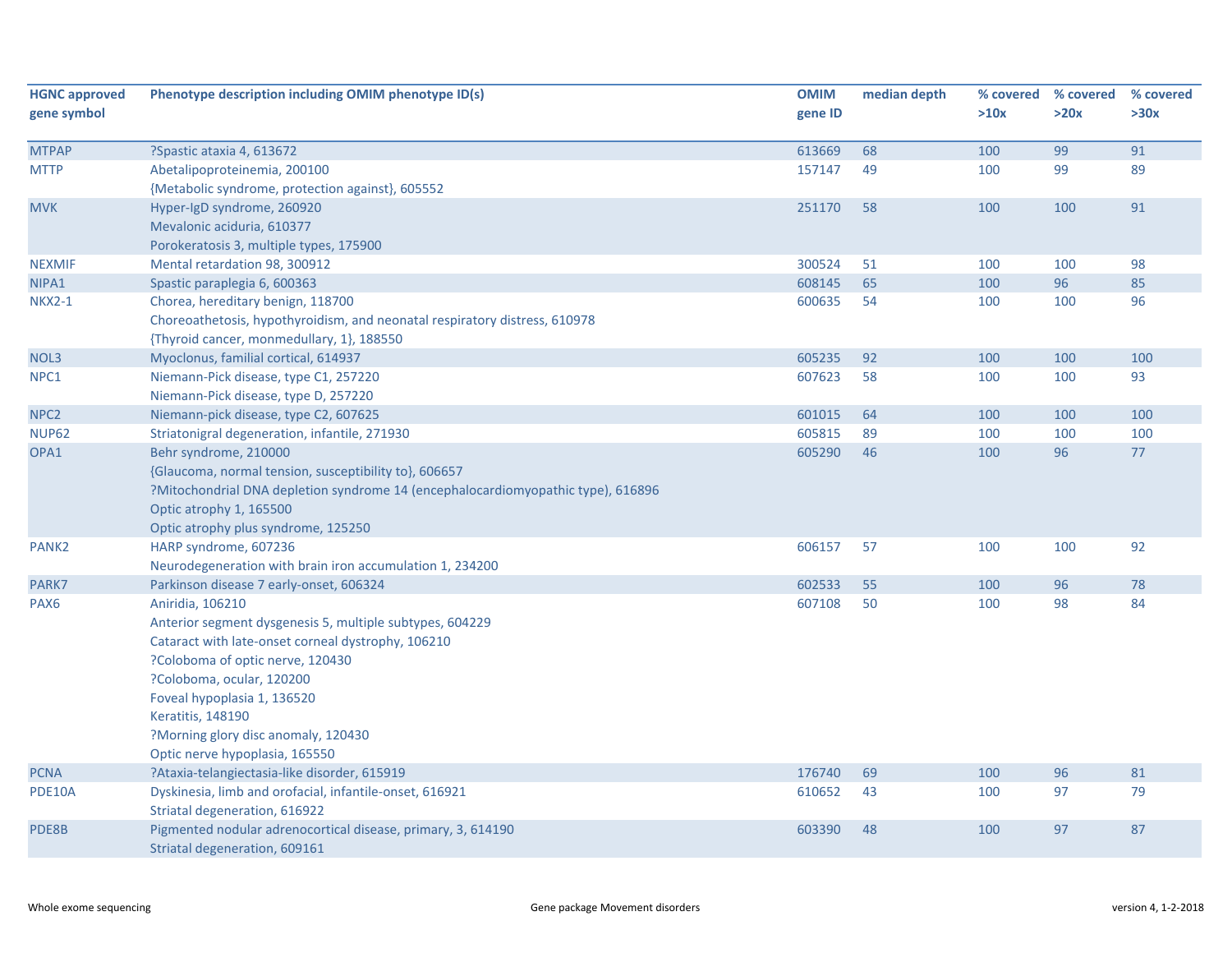| HGNC approved gene symbol | Phenotype description including OMIM phenotype ID(s) | OMIM gene ID | median depth | % covered >10x | % covered >20x | % covered >30x |
|---|---|---|---|---|---|---|
| MTPAP | ?Spastic ataxia 4, 613672 | 613669 | 68 | 100 | 99 | 91 |
| MTTP | Abetalipoproteinemia, 200100<br>{Metabolic syndrome, protection against}, 605552 | 157147 | 49 | 100 | 99 | 89 |
| MVK | Hyper-IgD syndrome, 260920<br>Mevalonic aciduria, 610377<br>Porokeratosis 3, multiple types, 175900 | 251170 | 58 | 100 | 100 | 91 |
| NEXMIF | Mental retardation 98, 300912 | 300524 | 51 | 100 | 100 | 98 |
| NIPA1 | Spastic paraplegia 6, 600363 | 608145 | 65 | 100 | 96 | 85 |
| NKX2-1 | Chorea, hereditary benign, 118700<br>Choreoathetosis, hypothyroidism, and neonatal respiratory distress, 610978<br>{Thyroid cancer, monmedullary, 1}, 188550 | 600635 | 54 | 100 | 100 | 96 |
| NOL3 | Myoclonus, familial cortical, 614937 | 605235 | 92 | 100 | 100 | 100 |
| NPC1 | Niemann-Pick disease, type C1, 257220<br>Niemann-Pick disease, type D, 257220 | 607623 | 58 | 100 | 100 | 93 |
| NPC2 | Niemann-pick disease, type C2, 607625 | 601015 | 64 | 100 | 100 | 100 |
| NUP62 | Striatonigral degeneration, infantile, 271930 | 605815 | 89 | 100 | 100 | 100 |
| OPA1 | Behr syndrome, 210000<br>{Glaucoma, normal tension, susceptibility to}, 606657<br>?Mitochondrial DNA depletion syndrome 14 (encephalocardiomyopathic type), 616896<br>Optic atrophy 1, 165500<br>Optic atrophy plus syndrome, 125250 | 605290 | 46 | 100 | 96 | 77 |
| PANK2 | HARP syndrome, 607236<br>Neurodegeneration with brain iron accumulation 1, 234200 | 606157 | 57 | 100 | 100 | 92 |
| PARK7 | Parkinson disease 7 early-onset, 606324 | 602533 | 55 | 100 | 96 | 78 |
| PAX6 | Aniridia, 106210<br>Anterior segment dysgenesis 5, multiple subtypes, 604229<br>Cataract with late-onset corneal dystrophy, 106210<br>?Coloboma of optic nerve, 120430<br>?Coloboma, ocular, 120200<br>Foveal hypoplasia 1, 136520<br>Keratitis, 148190<br>?Morning glory disc anomaly, 120430<br>Optic nerve hypoplasia, 165550 | 607108 | 50 | 100 | 98 | 84 |
| PCNA | ?Ataxia-telangiectasia-like disorder, 615919 | 176740 | 69 | 100 | 96 | 81 |
| PDE10A | Dyskinesia, limb and orofacial, infantile-onset, 616921<br>Striatal degeneration, 616922 | 610652 | 43 | 100 | 97 | 79 |
| PDE8B | Pigmented nodular adrenocortical disease, primary, 3, 614190<br>Striatal degeneration, 609161 | 603390 | 48 | 100 | 97 | 87 |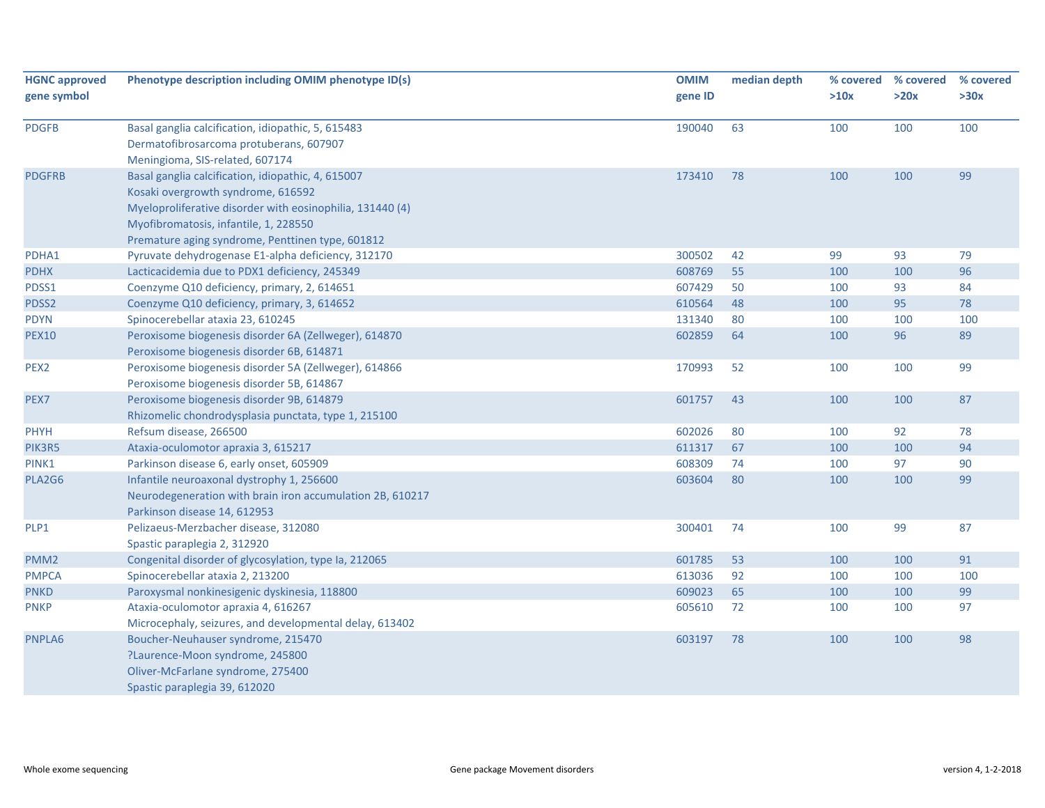| HGNC approved gene symbol | Phenotype description including OMIM phenotype ID(s) | OMIM gene ID | median depth | % covered >10x | % covered >20x | % covered >30x |
|---|---|---|---|---|---|---|
| PDGFB | Basal ganglia calcification, idiopathic, 5, 615483<br>Dermatofibrosarcoma protuberans, 607907<br>Meningioma, SIS-related, 607174 | 190040 | 63 | 100 | 100 | 100 |
| PDGFRB | Basal ganglia calcification, idiopathic, 4, 615007<br>Kosaki overgrowth syndrome, 616592<br>Myeloproliferative disorder with eosinophilia, 131440 (4)<br>Myofibromatosis, infantile, 1, 228550<br>Premature aging syndrome, Penttinen type, 601812 | 173410 | 78 | 100 | 100 | 99 |
| PDHA1 | Pyruvate dehydrogenase E1-alpha deficiency, 312170 | 300502 | 42 | 99 | 93 | 79 |
| PDHX | Lacticacidemia due to PDX1 deficiency, 245349 | 608769 | 55 | 100 | 100 | 96 |
| PDSS1 | Coenzyme Q10 deficiency, primary, 2, 614651 | 607429 | 50 | 100 | 93 | 84 |
| PDSS2 | Coenzyme Q10 deficiency, primary, 3, 614652 | 610564 | 48 | 100 | 95 | 78 |
| PDYN | Spinocerebellar ataxia 23, 610245 | 131340 | 80 | 100 | 100 | 100 |
| PEX10 | Peroxisome biogenesis disorder 6A (Zellweger), 614870<br>Peroxisome biogenesis disorder 6B, 614871 | 602859 | 64 | 100 | 96 | 89 |
| PEX2 | Peroxisome biogenesis disorder 5A (Zellweger), 614866<br>Peroxisome biogenesis disorder 5B, 614867 | 170993 | 52 | 100 | 100 | 99 |
| PEX7 | Peroxisome biogenesis disorder 9B, 614879<br>Rhizomelic chondrodysplasia punctata, type 1, 215100 | 601757 | 43 | 100 | 100 | 87 |
| PHYH | Refsum disease, 266500 | 602026 | 80 | 100 | 92 | 78 |
| PIK3R5 | Ataxia-oculomotor apraxia 3, 615217 | 611317 | 67 | 100 | 100 | 94 |
| PINK1 | Parkinson disease 6, early onset, 605909 | 608309 | 74 | 100 | 97 | 90 |
| PLA2G6 | Infantile neuroaxonal dystrophy 1, 256600<br>Neurodegeneration with brain iron accumulation 2B, 610217<br>Parkinson disease 14, 612953 | 603604 | 80 | 100 | 100 | 99 |
| PLP1 | Pelizaeus-Merzbacher disease, 312080<br>Spastic paraplegia 2, 312920 | 300401 | 74 | 100 | 99 | 87 |
| PMM2 | Congenital disorder of glycosylation, type Ia, 212065 | 601785 | 53 | 100 | 100 | 91 |
| PMPCA | Spinocerebellar ataxia 2, 213200 | 613036 | 92 | 100 | 100 | 100 |
| PNKD | Paroxysmal nonkinesigenic dyskinesia, 118800 | 609023 | 65 | 100 | 100 | 99 |
| PNKP | Ataxia-oculomotor apraxia 4, 616267<br>Microcephaly, seizures, and developmental delay, 613402 | 605610 | 72 | 100 | 100 | 97 |
| PNPLA6 | Boucher-Neuhauser syndrome, 215470<br>?Laurence-Moon syndrome, 245800<br>Oliver-McFarlane syndrome, 275400<br>Spastic paraplegia 39, 612020 | 603197 | 78 | 100 | 100 | 98 |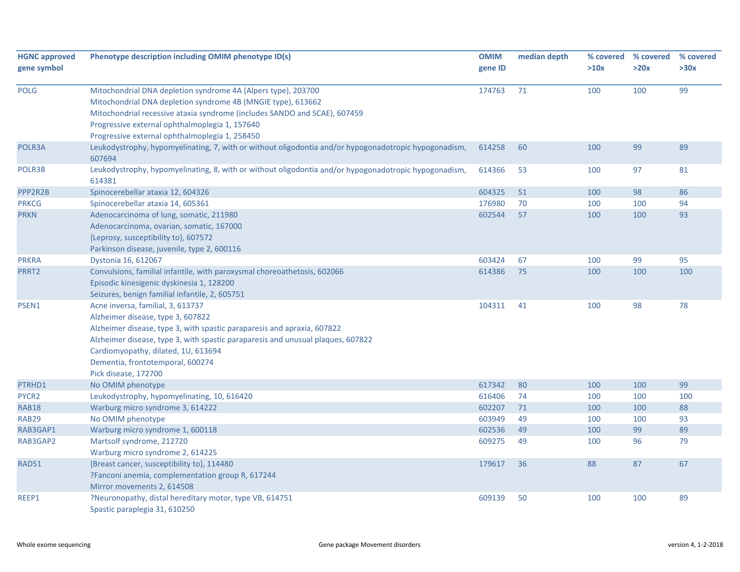| HGNC approved gene symbol | Phenotype description including OMIM phenotype ID(s) | OMIM gene ID | median depth | % covered >10x | % covered >20x | % covered >30x |
|---|---|---|---|---|---|---|
| POLG | Mitochondrial DNA depletion syndrome 4A (Alpers type), 203700<br>Mitochondrial DNA depletion syndrome 4B (MNGIE type), 613662<br>Mitochondrial recessive ataxia syndrome (includes SANDO and SCAE), 607459<br>Progressive external ophthalmoplegia 1, 157640<br>Progressive external ophthalmoplegia 1, 258450 | 174763 | 71 | 100 | 100 | 99 |
| POLR3A | Leukodystrophy, hypomyelinating, 7, with or without oligodontia and/or hypogonadotropic hypogonadism, 607694 | 614258 | 60 | 100 | 99 | 89 |
| POLR3B | Leukodystrophy, hypomyelinating, 8, with or without oligodontia and/or hypogonadotropic hypogonadism, 614381 | 614366 | 53 | 100 | 97 | 81 |
| PPP2R2B | Spinocerebellar ataxia 12, 604326 | 604325 | 51 | 100 | 98 | 86 |
| PRKCG | Spinocerebellar ataxia 14, 605361 | 176980 | 70 | 100 | 100 | 94 |
| PRKN | Adenocarcinoma of lung, somatic, 211980<br>Adenocarcinoma, ovarian, somatic, 167000<br>{Leprosy, susceptibility to}, 607572<br>Parkinson disease, juvenile, type 2, 600116 | 602544 | 57 | 100 | 100 | 93 |
| PRKRA | Dystonia 16, 612067 | 603424 | 67 | 100 | 99 | 95 |
| PRRT2 | Convulsions, familial infantile, with paroxysmal choreoathetosis, 602066<br>Episodic kinesigenic dyskinesia 1, 128200<br>Seizures, benign familial infantile, 2, 605751 | 614386 | 75 | 100 | 100 | 100 |
| PSEN1 | Acne inversa, familial, 3, 613737<br>Alzheimer disease, type 3, 607822<br>Alzheimer disease, type 3, with spastic paraparesis and apraxia, 607822<br>Alzheimer disease, type 3, with spastic paraparesis and unusual plaques, 607822<br>Cardiomyopathy, dilated, 1U, 613694<br>Dementia, frontotemporal, 600274<br>Pick disease, 172700 | 104311 | 41 | 100 | 98 | 78 |
| PTRHD1 | No OMIM phenotype | 617342 | 80 | 100 | 100 | 99 |
| PYCR2 | Leukodystrophy, hypomyelinating, 10, 616420 | 616406 | 74 | 100 | 100 | 100 |
| RAB18 | Warburg micro syndrome 3, 614222 | 602207 | 71 | 100 | 100 | 88 |
| RAB29 | No OMIM phenotype | 603949 | 49 | 100 | 100 | 93 |
| RAB3GAP1 | Warburg micro syndrome 1, 600118 | 602536 | 49 | 100 | 99 | 89 |
| RAB3GAP2 | Martsolf syndrome, 212720<br>Warburg micro syndrome 2, 614225 | 609275 | 49 | 100 | 96 | 79 |
| RAD51 | {Breast cancer, susceptibility to}, 114480<br>?Fanconi anemia, complementation group R, 617244<br>Mirror movements 2, 614508 | 179617 | 36 | 88 | 87 | 67 |
| REEP1 | ?Neuronopathy, distal hereditary motor, type VB, 614751<br>Spastic paraplegia 31, 610250 | 609139 | 50 | 100 | 100 | 89 |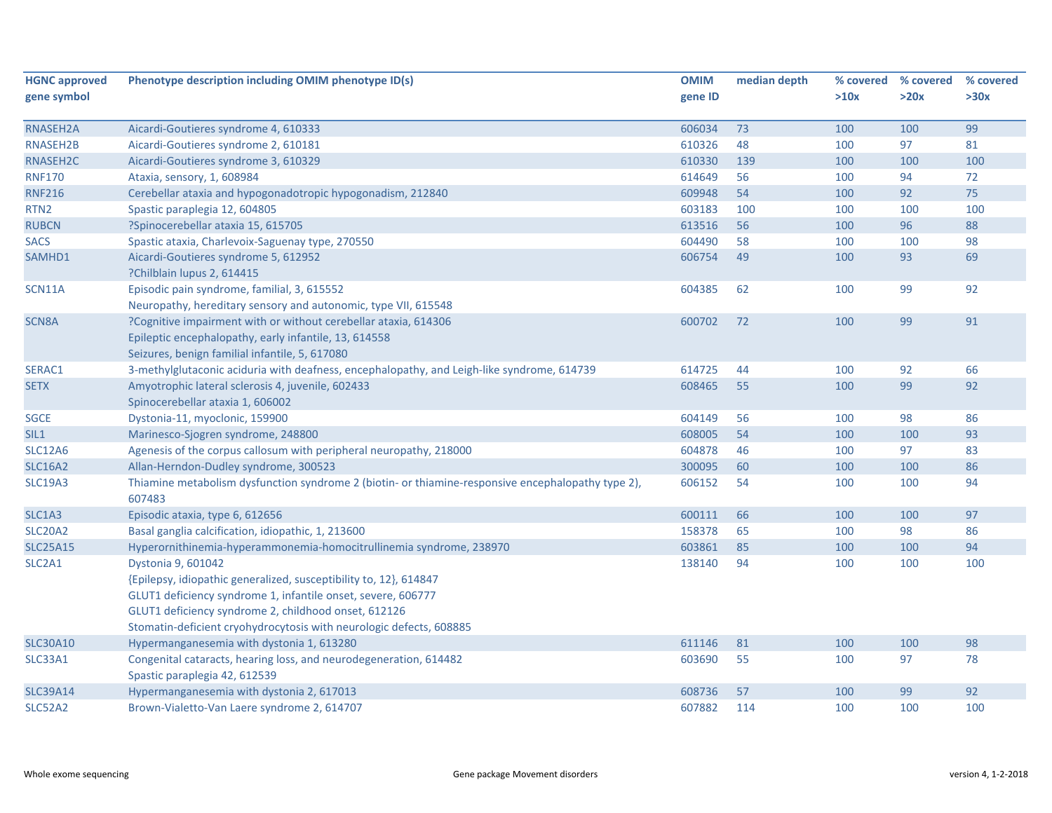| HGNC approved gene symbol | Phenotype description including OMIM phenotype ID(s) | OMIM gene ID | median depth | % covered >10x | % covered >20x | % covered >30x |
|---|---|---|---|---|---|---|
| RNASEH2A | Aicardi-Goutieres syndrome 4, 610333 | 606034 | 73 | 100 | 100 | 99 |
| RNASEH2B | Aicardi-Goutieres syndrome 2, 610181 | 610326 | 48 | 100 | 97 | 81 |
| RNASEH2C | Aicardi-Goutieres syndrome 3, 610329 | 610330 | 139 | 100 | 100 | 100 |
| RNF170 | Ataxia, sensory, 1, 608984 | 614649 | 56 | 100 | 94 | 72 |
| RNF216 | Cerebellar ataxia and hypogonadotropic hypogonadism, 212840 | 609948 | 54 | 100 | 92 | 75 |
| RTN2 | Spastic paraplegia 12, 604805 | 603183 | 100 | 100 | 100 | 100 |
| RUBCN | ?Spinocerebellar ataxia 15, 615705 | 613516 | 56 | 100 | 96 | 88 |
| SACS | Spastic ataxia, Charlevoix-Saguenay type, 270550 | 604490 | 58 | 100 | 100 | 98 |
| SAMHD1 | Aicardi-Goutieres syndrome 5, 612952<br>?Chilblain lupus 2, 614415 | 606754 | 49 | 100 | 93 | 69 |
| SCN11A | Episodic pain syndrome, familial, 3, 615552<br>Neuropathy, hereditary sensory and autonomic, type VII, 615548 | 604385 | 62 | 100 | 99 | 92 |
| SCN8A | ?Cognitive impairment with or without cerebellar ataxia, 614306<br>Epileptic encephalopathy, early infantile, 13, 614558<br>Seizures, benign familial infantile, 5, 617080 | 600702 | 72 | 100 | 99 | 91 |
| SERAC1 | 3-methylglutaconic aciduria with deafness, encephalopathy, and Leigh-like syndrome, 614739 | 614725 | 44 | 100 | 92 | 66 |
| SETX | Amyotrophic lateral sclerosis 4, juvenile, 602433<br>Spinocerebellar ataxia 1, 606002 | 608465 | 55 | 100 | 99 | 92 |
| SGCE | Dystonia-11, myoclonic, 159900 | 604149 | 56 | 100 | 98 | 86 |
| SIL1 | Marinesco-Sjogren syndrome, 248800 | 608005 | 54 | 100 | 100 | 93 |
| SLC12A6 | Agenesis of the corpus callosum with peripheral neuropathy, 218000 | 604878 | 46 | 100 | 97 | 83 |
| SLC16A2 | Allan-Herndon-Dudley syndrome, 300523 | 300095 | 60 | 100 | 100 | 86 |
| SLC19A3 | Thiamine metabolism dysfunction syndrome 2 (biotin- or thiamine-responsive encephalopathy type 2), 607483 | 606152 | 54 | 100 | 100 | 94 |
| SLC1A3 | Episodic ataxia, type 6, 612656 | 600111 | 66 | 100 | 100 | 97 |
| SLC20A2 | Basal ganglia calcification, idiopathic, 1, 213600 | 158378 | 65 | 100 | 98 | 86 |
| SLC25A15 | Hyperornithinemia-hyperammonemia-homocitrullinemia syndrome, 238970 | 603861 | 85 | 100 | 100 | 94 |
| SLC2A1 | Dystonia 9, 601042<br>{Epilepsy, idiopathic generalized, susceptibility to, 12}, 614847<br>GLUT1 deficiency syndrome 1, infantile onset, severe, 606777<br>GLUT1 deficiency syndrome 2, childhood onset, 612126<br>Stomatin-deficient cryohydrocytosis with neurologic defects, 608885 | 138140 | 94 | 100 | 100 | 100 |
| SLC30A10 | Hypermanganesemia with dystonia 1, 613280 | 611146 | 81 | 100 | 100 | 98 |
| SLC33A1 | Congenital cataracts, hearing loss, and neurodegeneration, 614482<br>Spastic paraplegia 42, 612539 | 603690 | 55 | 100 | 97 | 78 |
| SLC39A14 | Hypermanganesemia with dystonia 2, 617013 | 608736 | 57 | 100 | 99 | 92 |
| SLC52A2 | Brown-Vialetto-Van Laere syndrome 2, 614707 | 607882 | 114 | 100 | 100 | 100 |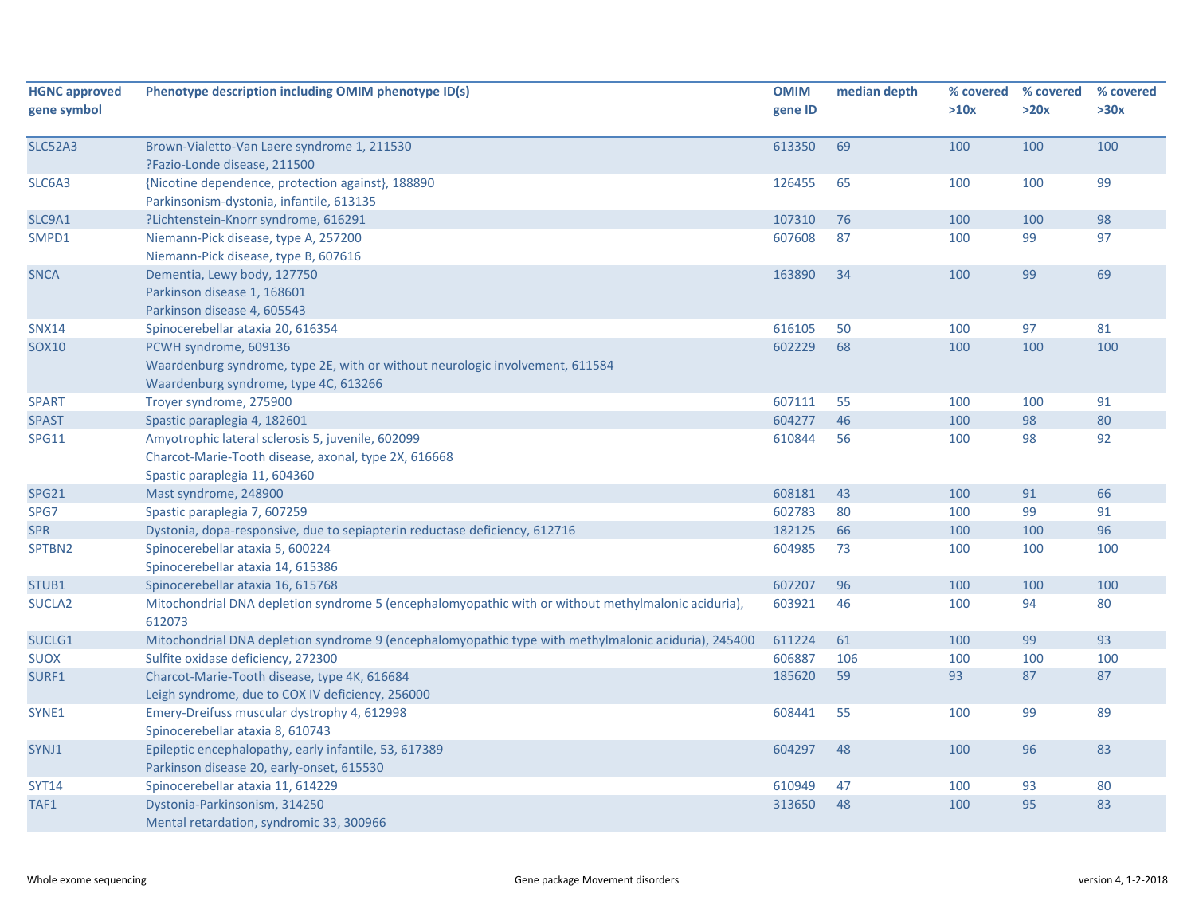| HGNC approved gene symbol | Phenotype description including OMIM phenotype ID(s) | OMIM gene ID | median depth | % covered >10x | % covered >20x | % covered >30x |
|---|---|---|---|---|---|---|
| SLC52A3 | Brown-Vialetto-Van Laere syndrome 1, 211530<br>?Fazio-Londe disease, 211500 | 613350 | 69 | 100 | 100 | 100 |
| SLC6A3 | {Nicotine dependence, protection against}, 188890<br>Parkinsonism-dystonia, infantile, 613135 | 126455 | 65 | 100 | 100 | 99 |
| SLC9A1 | ?Lichtenstein-Knorr syndrome, 616291 | 107310 | 76 | 100 | 100 | 98 |
| SMPD1 | Niemann-Pick disease, type A, 257200<br>Niemann-Pick disease, type B, 607616 | 607608 | 87 | 100 | 99 | 97 |
| SNCA | Dementia, Lewy body, 127750<br>Parkinson disease 1, 168601<br>Parkinson disease 4, 605543 | 163890 | 34 | 100 | 99 | 69 |
| SNX14 | Spinocerebellar ataxia 20, 616354 | 616105 | 50 | 100 | 97 | 81 |
| SOX10 | PCWH syndrome, 609136<br>Waardenburg syndrome, type 2E, with or without neurologic involvement, 611584<br>Waardenburg syndrome, type 4C, 613266 | 602229 | 68 | 100 | 100 | 100 |
| SPART | Troyer syndrome, 275900 | 607111 | 55 | 100 | 100 | 91 |
| SPAST | Spastic paraplegia 4, 182601 | 604277 | 46 | 100 | 98 | 80 |
| SPG11 | Amyotrophic lateral sclerosis 5, juvenile, 602099<br>Charcot-Marie-Tooth disease, axonal, type 2X, 616668<br>Spastic paraplegia 11, 604360 | 610844 | 56 | 100 | 98 | 92 |
| SPG21 | Mast syndrome, 248900 | 608181 | 43 | 100 | 91 | 66 |
| SPG7 | Spastic paraplegia 7, 607259 | 602783 | 80 | 100 | 99 | 91 |
| SPR | Dystonia, dopa-responsive, due to sepiapterin reductase deficiency, 612716 | 182125 | 66 | 100 | 100 | 96 |
| SPTBN2 | Spinocerebellar ataxia 5, 600224<br>Spinocerebellar ataxia 14, 615386 | 604985 | 73 | 100 | 100 | 100 |
| STUB1 | Spinocerebellar ataxia 16, 615768 | 607207 | 96 | 100 | 100 | 100 |
| SUCLA2 | Mitochondrial DNA depletion syndrome 5 (encephalomyopathic with or without methylmalonic aciduria), 612073 | 603921 | 46 | 100 | 94 | 80 |
| SUCLG1 | Mitochondrial DNA depletion syndrome 9 (encephalomyopathic type with methylmalonic aciduria), 245400 | 611224 | 61 | 100 | 99 | 93 |
| SUOX | Sulfite oxidase deficiency, 272300 | 606887 | 106 | 100 | 100 | 100 |
| SURF1 | Charcot-Marie-Tooth disease, type 4K, 616684<br>Leigh syndrome, due to COX IV deficiency, 256000 | 185620 | 59 | 93 | 87 | 87 |
| SYNE1 | Emery-Dreifuss muscular dystrophy 4, 612998<br>Spinocerebellar ataxia 8, 610743 | 608441 | 55 | 100 | 99 | 89 |
| SYNJ1 | Epileptic encephalopathy, early infantile, 53, 617389<br>Parkinson disease 20, early-onset, 615530 | 604297 | 48 | 100 | 96 | 83 |
| SYT14 | Spinocerebellar ataxia 11, 614229 | 610949 | 47 | 100 | 93 | 80 |
| TAF1 | Dystonia-Parkinsonism, 314250<br>Mental retardation, syndromic 33, 300966 | 313650 | 48 | 100 | 95 | 83 |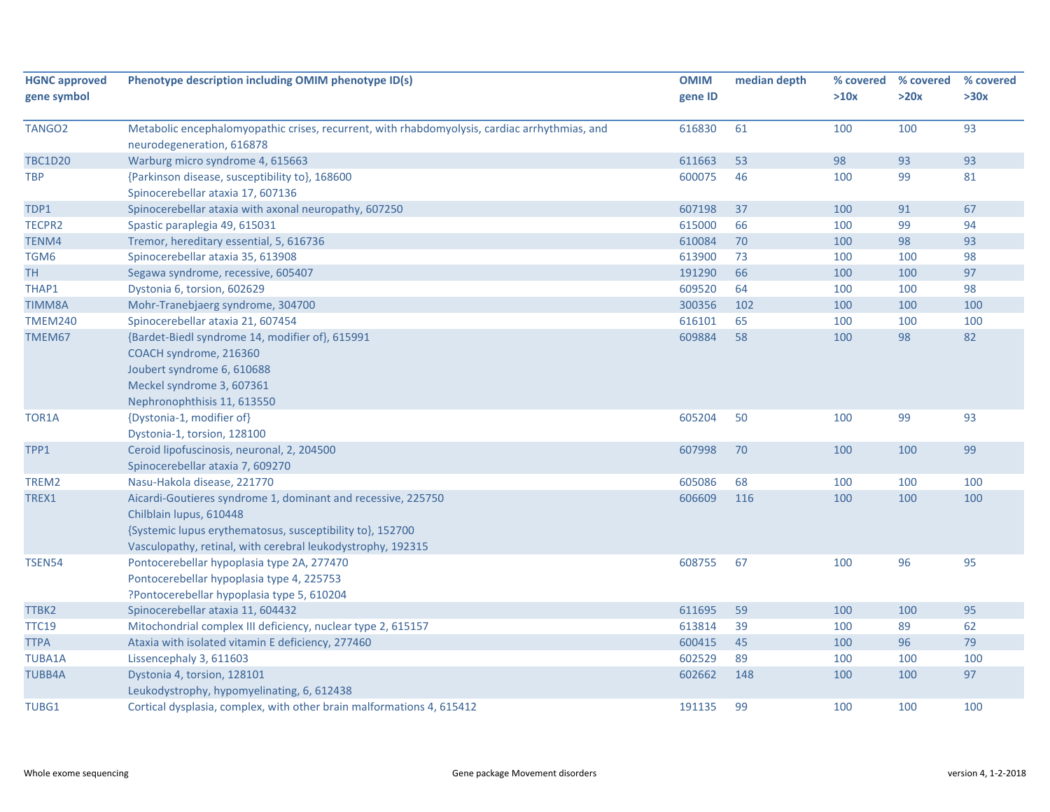| HGNC approved gene symbol | Phenotype description including OMIM phenotype ID(s) | OMIM gene ID | median depth | % covered >10x | % covered >20x | % covered >30x |
|---|---|---|---|---|---|---|
| TANGO2 | Metabolic encephalomyopathic crises, recurrent, with rhabdomyolysis, cardiac arrhythmias, and neurodegeneration, 616878 | 616830 | 61 | 100 | 100 | 93 |
| TBC1D20 | Warburg micro syndrome 4, 615663 | 611663 | 53 | 98 | 93 | 93 |
| TBP | {Parkinson disease, susceptibility to}, 168600<br>Spinocerebellar ataxia 17, 607136 | 600075 | 46 | 100 | 99 | 81 |
| TDP1 | Spinocerebellar ataxia with axonal neuropathy, 607250 | 607198 | 37 | 100 | 91 | 67 |
| TECPR2 | Spastic paraplegia 49, 615031 | 615000 | 66 | 100 | 99 | 94 |
| TENM4 | Tremor, hereditary essential, 5, 616736 | 610084 | 70 | 100 | 98 | 93 |
| TGM6 | Spinocerebellar ataxia 35, 613908 | 613900 | 73 | 100 | 100 | 98 |
| TH | Segawa syndrome, recessive, 605407 | 191290 | 66 | 100 | 100 | 97 |
| THAP1 | Dystonia 6, torsion, 602629 | 609520 | 64 | 100 | 100 | 98 |
| TIMM8A | Mohr-Tranebjaerg syndrome, 304700 | 300356 | 102 | 100 | 100 | 100 |
| TMEM240 | Spinocerebellar ataxia 21, 607454 | 616101 | 65 | 100 | 100 | 100 |
| TMEM67 | {Bardet-Biedl syndrome 14, modifier of}, 615991<br>COACH syndrome, 216360<br>Joubert syndrome 6, 610688<br>Meckel syndrome 3, 607361<br>Nephronophthisis 11, 613550 | 609884 | 58 | 100 | 98 | 82 |
| TOR1A | {Dystonia-1, modifier of}<br>Dystonia-1, torsion, 128100 | 605204 | 50 | 100 | 99 | 93 |
| TPP1 | Ceroid lipofuscinosis, neuronal, 2, 204500<br>Spinocerebellar ataxia 7, 609270 | 607998 | 70 | 100 | 100 | 99 |
| TREM2 | Nasu-Hakola disease, 221770 | 605086 | 68 | 100 | 100 | 100 |
| TREX1 | Aicardi-Goutieres syndrome 1, dominant and recessive, 225750<br>Chilblain lupus, 610448<br>{Systemic lupus erythematosus, susceptibility to}, 152700<br>Vasculopathy, retinal, with cerebral leukodystrophy, 192315 | 606609 | 116 | 100 | 100 | 100 |
| TSEN54 | Pontocerebellar hypoplasia type 2A, 277470<br>Pontocerebellar hypoplasia type 4, 225753<br>?Pontocerebellar hypoplasia type 5, 610204 | 608755 | 67 | 100 | 96 | 95 |
| TTBK2 | Spinocerebellar ataxia 11, 604432 | 611695 | 59 | 100 | 100 | 95 |
| TTC19 | Mitochondrial complex III deficiency, nuclear type 2, 615157 | 613814 | 39 | 100 | 89 | 62 |
| TTPA | Ataxia with isolated vitamin E deficiency, 277460 | 600415 | 45 | 100 | 96 | 79 |
| TUBA1A | Lissencephaly 3, 611603 | 602529 | 89 | 100 | 100 | 100 |
| TUBB4A | Dystonia 4, torsion, 128101<br>Leukodystrophy, hypomyelinating, 6, 612438 | 602662 | 148 | 100 | 100 | 97 |
| TUBG1 | Cortical dysplasia, complex, with other brain malformations 4, 615412 | 191135 | 99 | 100 | 100 | 100 |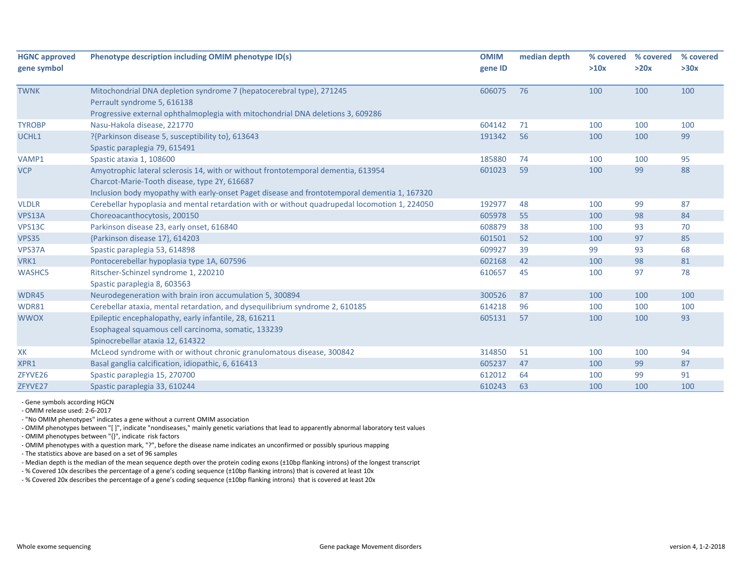| HGNC approved gene symbol | Phenotype description including OMIM phenotype ID(s) | OMIM gene ID | median depth | % covered >10x | % covered >20x | % covered >30x |
|---|---|---|---|---|---|---|
| TWNK | Mitochondrial DNA depletion syndrome 7 (hepatocerebral type), 271245<br>Perrault syndrome 5, 616138<br>Progressive external ophthalmoplegia with mitochondrial DNA deletions 3, 609286 | 606075 | 76 | 100 | 100 | 100 |
| TYROBP | Nasu-Hakola disease, 221770 | 604142 | 71 | 100 | 100 | 100 |
| UCHL1 | ?{Parkinson disease 5, susceptibility to}, 613643<br>Spastic paraplegia 79, 615491 | 191342 | 56 | 100 | 100 | 99 |
| VAMP1 | Spastic ataxia 1, 108600 | 185880 | 74 | 100 | 100 | 95 |
| VCP | Amyotrophic lateral sclerosis 14, with or without frontotemporal dementia, 613954<br>Charcot-Marie-Tooth disease, type 2Y, 616687<br>Inclusion body myopathy with early-onset Paget disease and frontotemporal dementia 1, 167320 | 601023 | 59 | 100 | 99 | 88 |
| VLDLR | Cerebellar hypoplasia and mental retardation with or without quadrupedal locomotion 1, 224050 | 192977 | 48 | 100 | 99 | 87 |
| VPS13A | Choreoacanthocytosis, 200150 | 605978 | 55 | 100 | 98 | 84 |
| VPS13C | Parkinson disease 23, early onset, 616840 | 608879 | 38 | 100 | 93 | 70 |
| VPS35 | {Parkinson disease 17}, 614203 | 601501 | 52 | 100 | 97 | 85 |
| VPS37A | Spastic paraplegia 53, 614898 | 609927 | 39 | 99 | 93 | 68 |
| VRK1 | Pontocerebellar hypoplasia type 1A, 607596 | 602168 | 42 | 100 | 98 | 81 |
| WASHC5 | Ritscher-Schinzel syndrome 1, 220210<br>Spastic paraplegia 8, 603563 | 610657 | 45 | 100 | 97 | 78 |
| WDR45 | Neurodegeneration with brain iron accumulation 5, 300894 | 300526 | 87 | 100 | 100 | 100 |
| WDR81 | Cerebellar ataxia, mental retardation, and dysequilibrium syndrome 2, 610185 | 614218 | 96 | 100 | 100 | 100 |
| WWOX | Epileptic encephalopathy, early infantile, 28, 616211<br>Esophageal squamous cell carcinoma, somatic, 133239<br>Spinocrebellar ataxia 12, 614322 | 605131 | 57 | 100 | 100 | 93 |
| XK | McLeod syndrome with or without chronic granulomatous disease, 300842 | 314850 | 51 | 100 | 100 | 94 |
| XPR1 | Basal ganglia calcification, idiopathic, 6, 616413 | 605237 | 47 | 100 | 99 | 87 |
| ZFYVE26 | Spastic paraplegia 15, 270700 | 612012 | 64 | 100 | 99 | 91 |
| ZFYVE27 | Spastic paraplegia 33, 610244 | 610243 | 63 | 100 | 100 | 100 |

- Gene symbols according HGCN
- OMIM release used: 2-6-2017
- "No OMIM phenotypes" indicates a gene without a current OMIM association
- OMIM phenotypes between "[ ]", indicate "nondiseases," mainly genetic variations that lead to apparently abnormal laboratory test values
- OMIM phenotypes between "{}", indicate risk factors
- OMIM phenotypes with a question mark, "?", before the disease name indicates an unconfirmed or possibly spurious mapping
- The statistics above are based on a set of 96 samples
- Median depth is the median of the mean sequence depth over the protein coding exons (±10bp flanking introns) of the longest transcript
- % Covered 10x describes the percentage of a gene's coding sequence (±10bp flanking introns) that is covered at least 10x
- % Covered 20x describes the percentage of a gene's coding sequence (±10bp flanking introns) that is covered at least 20x